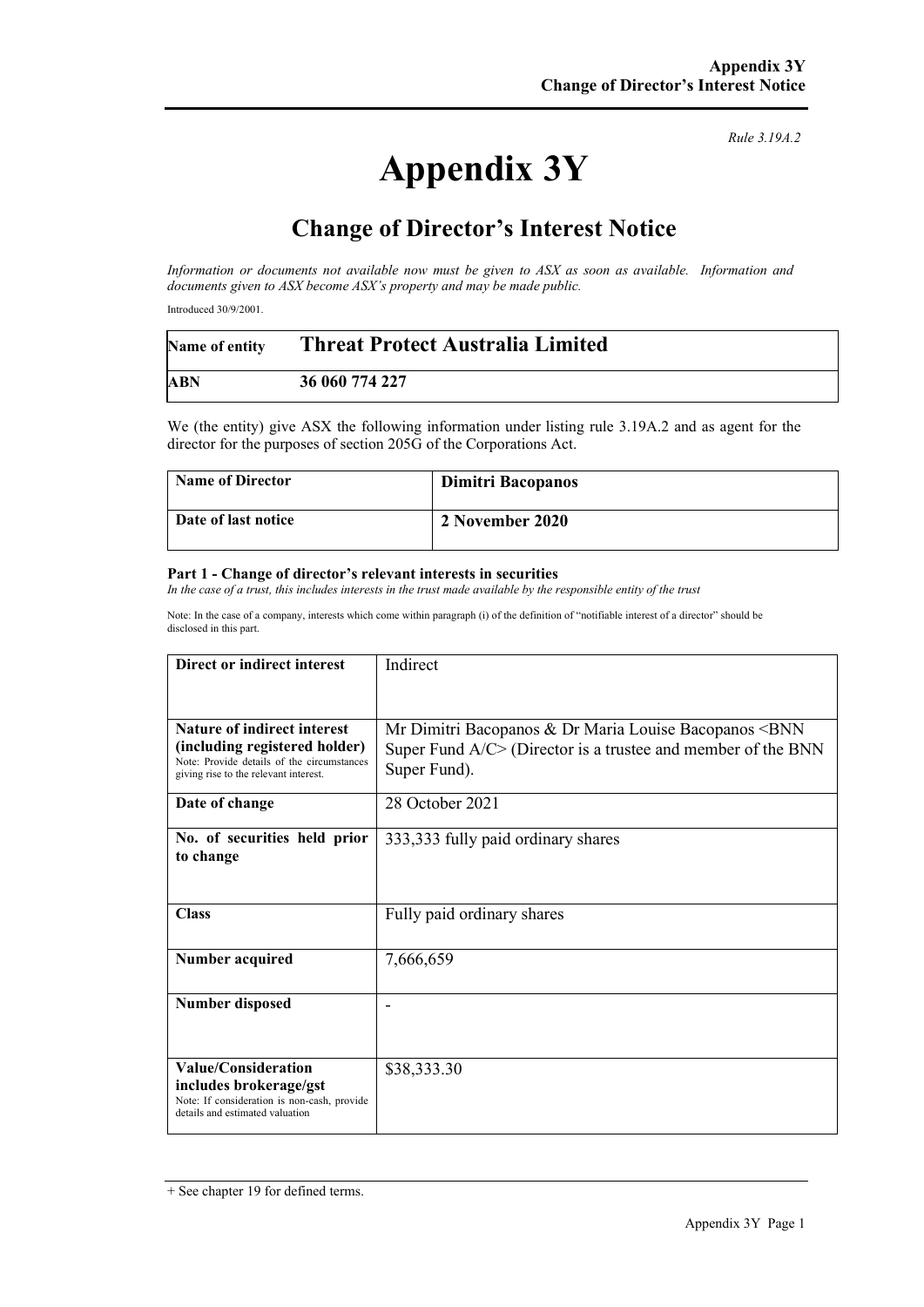*Rule 3.19A.2*

# Appendix 3Y

## Change of Director's Interest Notice

*Information or documents not available now must be given to ASX as soon as available. Information and documents given to ASX become ASX's property and may be made public.*

Introduced 30/9/2001.

| **Name of entity** | **Threat Protect Australia Limited** |
|---|---|
| **ABN** | **36 060 774 227** |

We (the entity) give ASX the following information under listing rule 3.19A.2 and as agent for the director for the purposes of section 205G of the Corporations Act.

| **Name of Director** | **Dimitri Bacopanos** |
|---|---|
| **Date of last notice** | **2 November 2020** |

**Part 1 - Change of director's relevant interests in securities**

*In the case of a trust, this includes interests in the trust made available by the responsible entity of the trust*

Note: In the case of a company, interests which come within paragraph (i) of the definition of "notifiable interest of a director" should be disclosed in this part.

| **Direct or indirect interest** | Indirect |
|---|---|
| **Nature of indirect interest (including registered holder)** Note: Provide details of the circumstances giving rise to the relevant interest. | Mr Dimitri Bacopanos & Dr Maria Louise Bacopanos <BNN Super Fund A/C> (Director is a trustee and member of the BNN Super Fund). |
| **Date of change** | 28 October 2021 |
| **No. of securities held prior to change** | 333,333 fully paid ordinary shares |
| **Class** | Fully paid ordinary shares |
| **Number acquired** | 7,666,659 |
| **Number disposed** | - |
| **Value/Consideration includes brokerage/gst** Note: If consideration is non-cash, provide details and estimated valuation | $38,333.30 |

+ See chapter 19 for defined terms.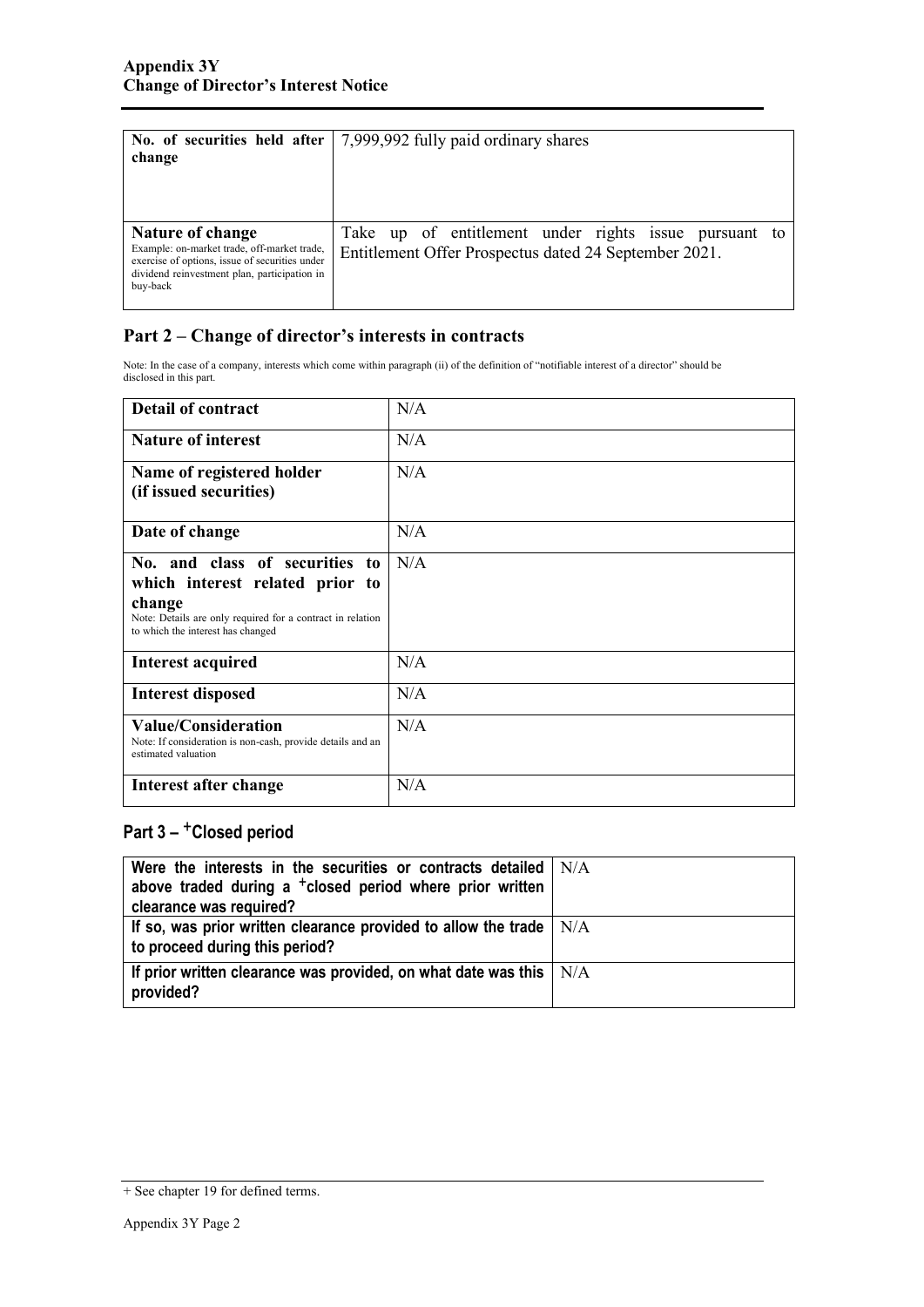| | |
|---|---|
| **No. of securities held after change** | 7,999,992 fully paid ordinary shares |
| **Nature of change** Example: on-market trade, off-market trade, exercise of options, issue of securities under dividend reinvestment plan, participation in buy-back | Take up of entitlement under rights issue pursuant to Entitlement Offer Prospectus dated 24 September 2021. |

## Part 2 – Change of director's interests in contracts

Note: In the case of a company, interests which come within paragraph (ii) of the definition of "notifiable interest of a director" should be disclosed in this part.

| | |
|---|---|
| **Detail of contract** | N/A |
| **Nature of interest** | N/A |
| **Name of registered holder (if issued securities)** | N/A |
| **Date of change** | N/A |
| **No. and class of securities to which interest related prior to change** Note: Details are only required for a contract in relation to which the interest has changed | N/A |
| **Interest acquired** | N/A |
| **Interest disposed** | N/A |
| **Value/Consideration** Note: If consideration is non-cash, provide details and an estimated valuation | N/A |
| **Interest after change** | N/A |

## Part 3 – +Closed period

| | |
|---|---|
| **Were the interests in the securities or contracts detailed above traded during a +closed period where prior written clearance was required?** | N/A |
| **If so, was prior written clearance provided to allow the trade to proceed during this period?** | N/A |
| **If prior written clearance was provided, on what date was this provided?** | N/A |

+ See chapter 19 for defined terms.